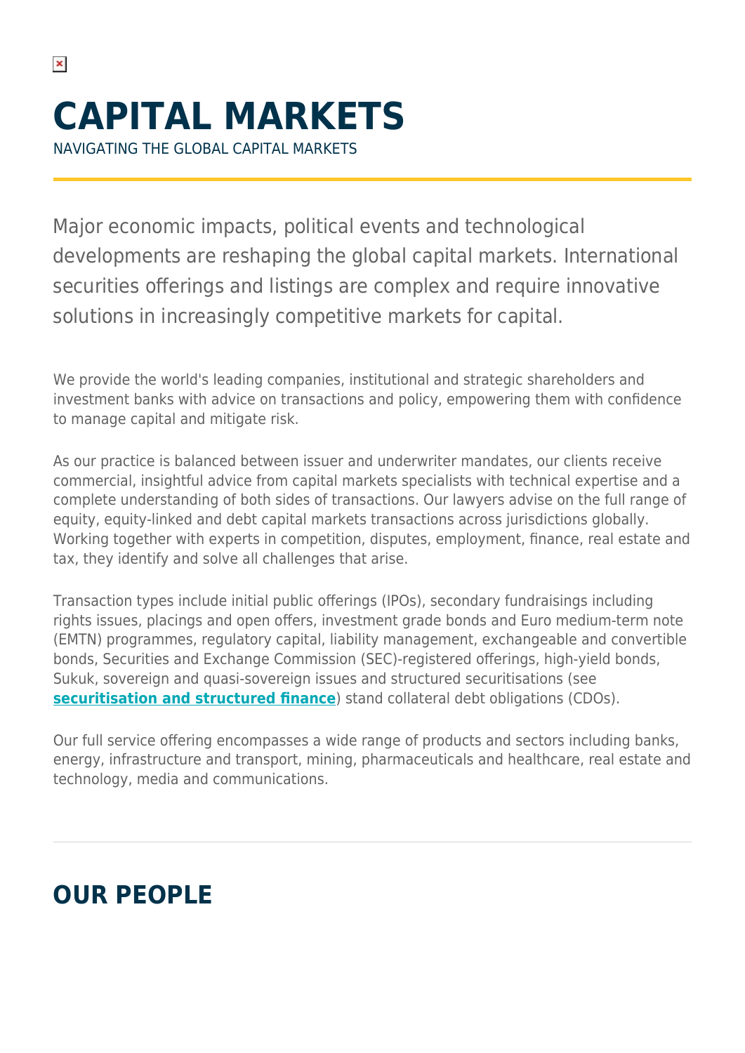# CAPITAL MARKETS

NAVIGATING THE GLOBAL CAPITAL MARKETS

Major economic impacts, political events and technological developments are reshaping the global capital markets. International securities offerings and listings are complex and require innovative solutions in increasingly competitive markets for capital.

We provide the world's leading companies, institutional and strategic shareholders and investment banks with advice on transactions and policy, empowering them with confidence to manage capital and mitigate risk.

As our practice is balanced between issuer and underwriter mandates, our clients receive commercial, insightful advice from capital markets specialists with technical expertise and a complete understanding of both sides of transactions. Our lawyers advise on the full range of equity, equity-linked and debt capital markets transactions across jurisdictions globally. Working together with experts in competition, disputes, employment, finance, real estate and tax, they identify and solve all challenges that arise.

Transaction types include initial public offerings (IPOs), secondary fundraisings including rights issues, placings and open offers, investment grade bonds and Euro medium-term note (EMTN) programmes, regulatory capital, liability management, exchangeable and convertible bonds, Securities and Exchange Commission (SEC)-registered offerings, high-yield bonds, Sukuk, sovereign and quasi-sovereign issues and structured securitisations (see **securitisation and structured finance**) stand collateral debt obligations (CDOs).

Our full service offering encompasses a wide range of products and sectors including banks, energy, infrastructure and transport, mining, pharmaceuticals and healthcare, real estate and technology, media and communications.

## OUR PEOPLE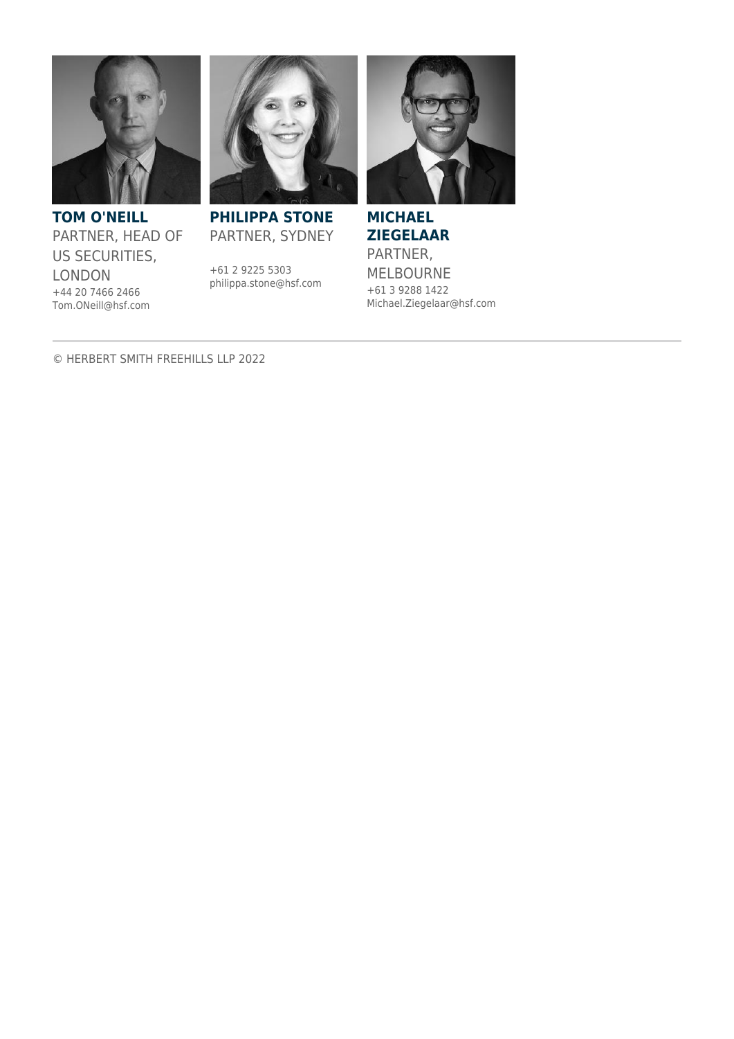**TOM O'NEILL**
PARTNER, HEAD OF US SECURITIES, LONDON
+44 20 7466 2466
Tom.ONeill@hsf.com

**PHILIPPA STONE**
PARTNER, SYDNEY

+61 2 9225 5303
philippa.stone@hsf.com

**MICHAEL ZIEGELAAR**
PARTNER, MELBOURNE
+61 3 9288 1422
Michael.Ziegelaar@hsf.com

---

© HERBERT SMITH FREEHILLS LLP 2022